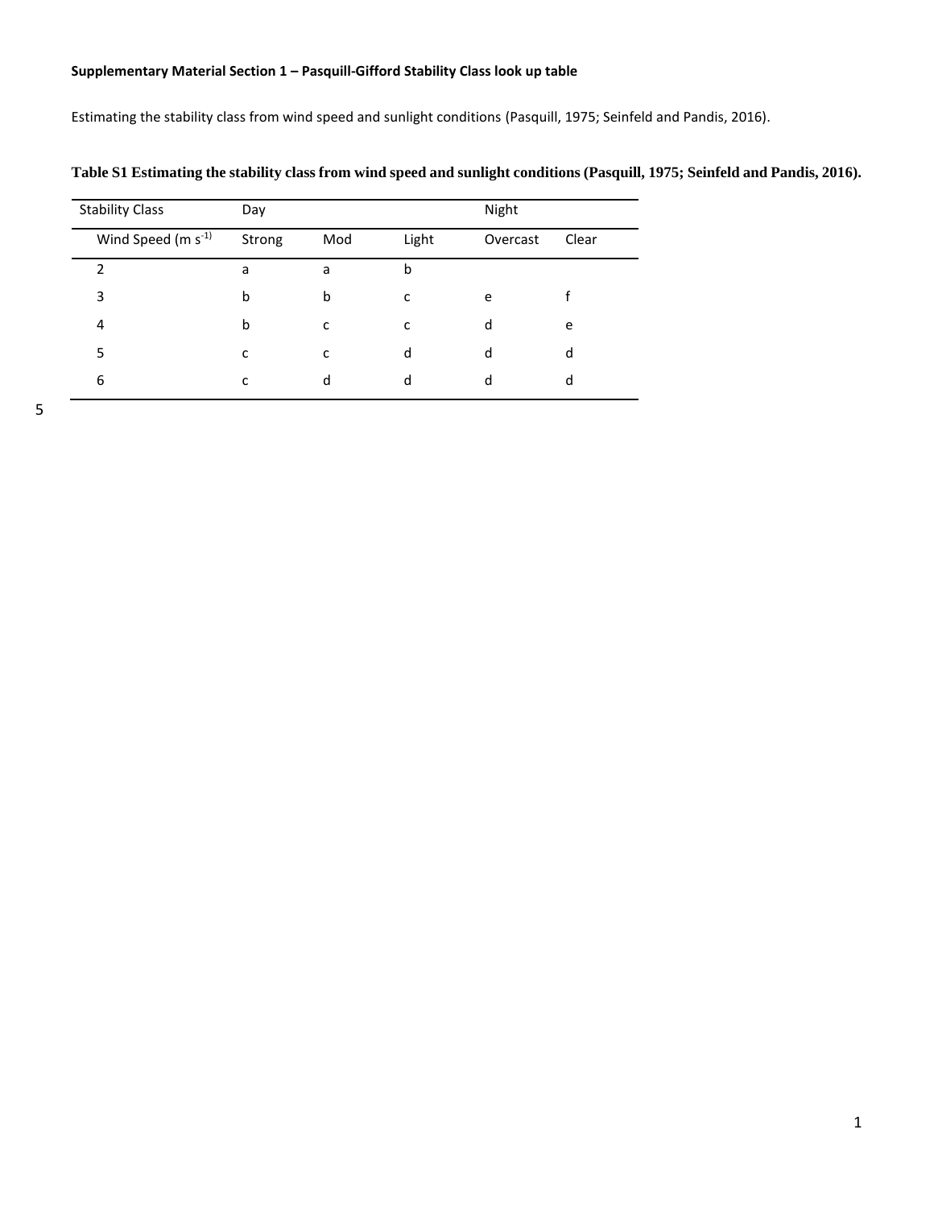**Supplementary Material Section 1 – Pasquill-Gifford Stability Class look up table**

Estimating the stability class from wind speed and sunlight conditions (Pasquill, 1975; Seinfeld and Pandis, 2016).

**Table S1 Estimating the stability class from wind speed and sunlight conditions (Pasquill, 1975; Seinfeld and Pandis, 2016).**

| Stability Class | Day | | | Night | |
|---|---|---|---|---|---|
| Wind Speed (m $s^{-1}$) | Strong | Mod | Light | Overcast | Clear |
| 2 | a | a | b | | |
| 3 | b | b | c | e | f |
| 4 | b | c | c | d | e |
| 5 | c | c | d | d | d |
| 6 | c | d | d | d | d |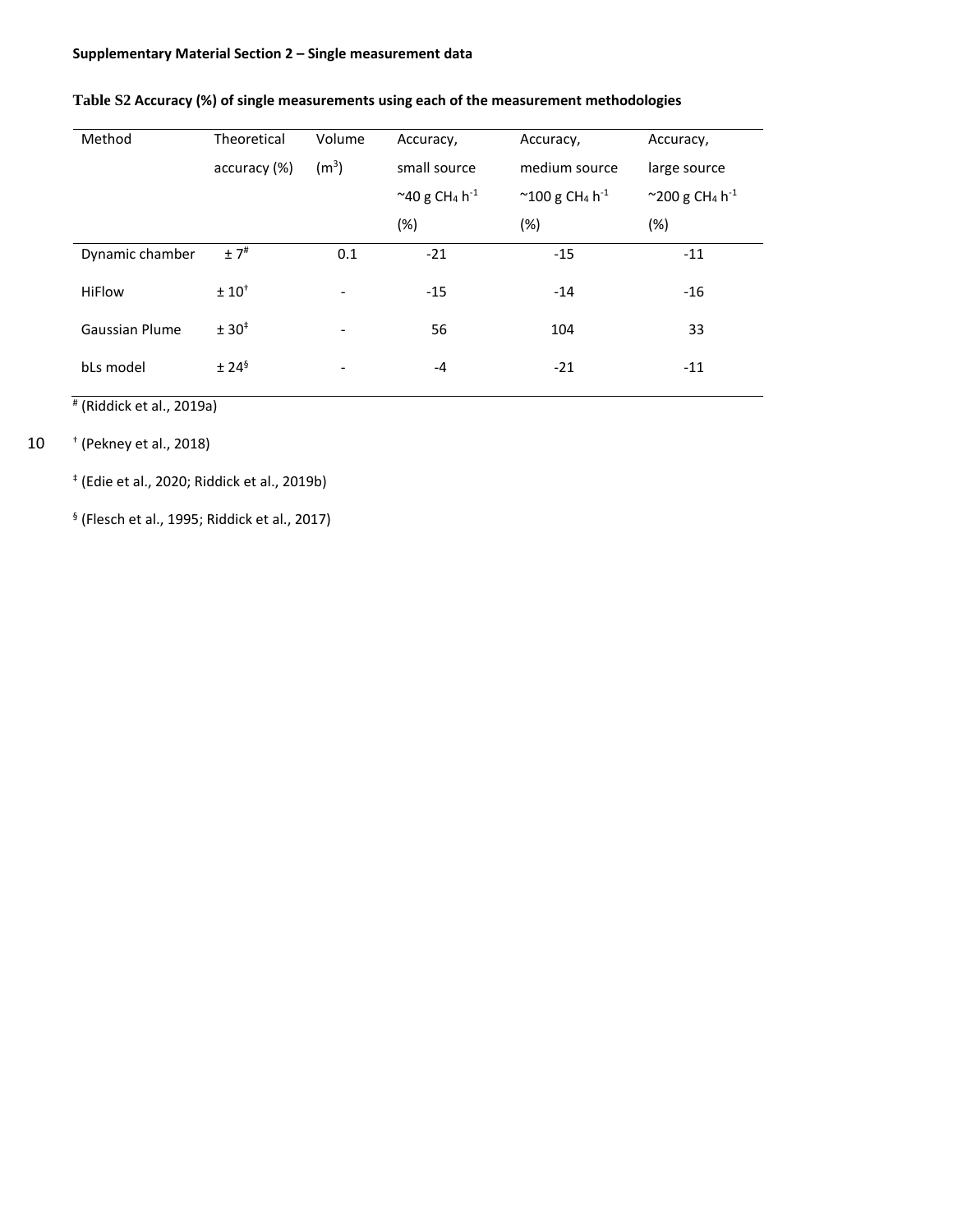**Supplementary Material Section 2 – Single measurement data**

**Table S2 Accuracy (%) of single measurements using each of the measurement methodologies**

| Method | Theoretical accuracy (%) | Volume ($m^3$) | Accuracy, small source ~40 g $CH_4$ $h^{-1}$ (%) | Accuracy, medium source ~100 g $CH_4$ $h^{-1}$ (%) | Accuracy, large source ~200 g $CH_4$ $h^{-1}$ (%) |
|---|---|---|---|---|---|
| Dynamic chamber | ± 7[#] | 0.1 | -21 | -15 | -11 |
| HiFlow | ± 10[†] | - | -15 | -14 | -16 |
| Gaussian Plume | ± 30[‡] | - | 56 | 104 | 33 |
| bLs model | ± 24[§] | - | -4 | -21 | -11 |

[#] (Riddick et al., 2019a)

[†] (Pekney et al., 2018)

[‡] (Edie et al., 2020; Riddick et al., 2019b)

[§] (Flesch et al., 1995; Riddick et al., 2017)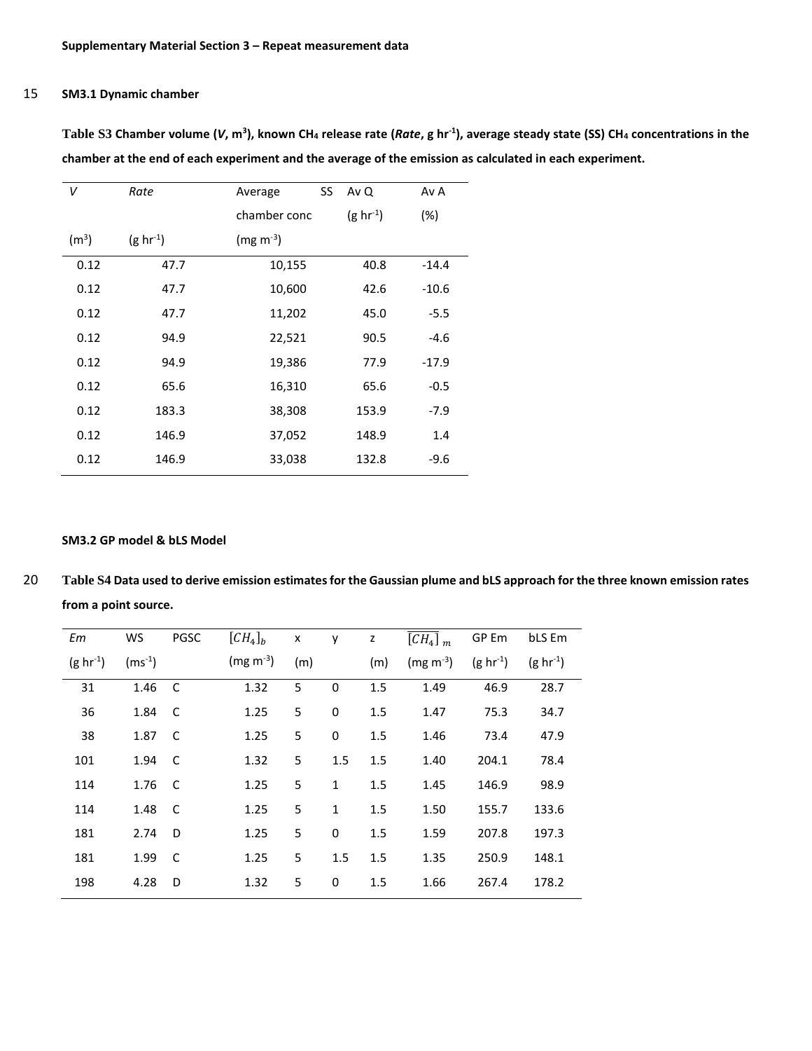**Supplementary Material Section 3 – Repeat measurement data**

**SM3.1 Dynamic chamber**

**Table S3 Chamber volume (*V*, m$^3$), known $CH_4$ release rate (*Rate*, g hr$^{-1}$), average steady state (SS) $CH_4$ concentrations in the chamber at the end of each experiment and the average of the emission as calculated in each experiment.**

| *V* (m$^3$) | *Rate* (g hr$^{-1}$) | Average SS chamber conc (mg m$^{-3}$) | Av Q (g hr$^{-1}$) | Av A (%) |
|---|---|---|---|---|
| 0.12 | 47.7 | 10,155 | 40.8 | -14.4 |
| 0.12 | 47.7 | 10,600 | 42.6 | -10.6 |
| 0.12 | 47.7 | 11,202 | 45.0 | -5.5 |
| 0.12 | 94.9 | 22,521 | 90.5 | -4.6 |
| 0.12 | 94.9 | 19,386 | 77.9 | -17.9 |
| 0.12 | 65.6 | 16,310 | 65.6 | -0.5 |
| 0.12 | 183.3 | 38,308 | 153.9 | -7.9 |
| 0.12 | 146.9 | 37,052 | 148.9 | 1.4 |
| 0.12 | 146.9 | 33,038 | 132.8 | -9.6 |

**SM3.2 GP model & bLS Model**

**Table S4 Data used to derive emission estimates for the Gaussian plume and bLS approach for the three known emission rates from a point source.**

| *Em* (g hr$^{-1}$) | WS (ms$^{-1}$) | PGSC | $[CH_4]_b$ (mg m$^{-3}$) | x (m) | y | z (m) | $\overline{[CH_4]}_m$ (mg m$^{-3}$) | GP Em (g hr$^{-1}$) | bLS Em (g hr$^{-1}$) |
|---|---|---|---|---|---|---|---|---|---|
| 31 | 1.46 | C | 1.32 | 5 | 0 | 1.5 | 1.49 | 46.9 | 28.7 |
| 36 | 1.84 | C | 1.25 | 5 | 0 | 1.5 | 1.47 | 75.3 | 34.7 |
| 38 | 1.87 | C | 1.25 | 5 | 0 | 1.5 | 1.46 | 73.4 | 47.9 |
| 101 | 1.94 | C | 1.32 | 5 | 1.5 | 1.5 | 1.40 | 204.1 | 78.4 |
| 114 | 1.76 | C | 1.25 | 5 | 1 | 1.5 | 1.45 | 146.9 | 98.9 |
| 114 | 1.48 | C | 1.25 | 5 | 1 | 1.5 | 1.50 | 155.7 | 133.6 |
| 181 | 2.74 | D | 1.25 | 5 | 0 | 1.5 | 1.59 | 207.8 | 197.3 |
| 181 | 1.99 | C | 1.25 | 5 | 1.5 | 1.5 | 1.35 | 250.9 | 148.1 |
| 198 | 4.28 | D | 1.32 | 5 | 0 | 1.5 | 1.66 | 267.4 | 178.2 |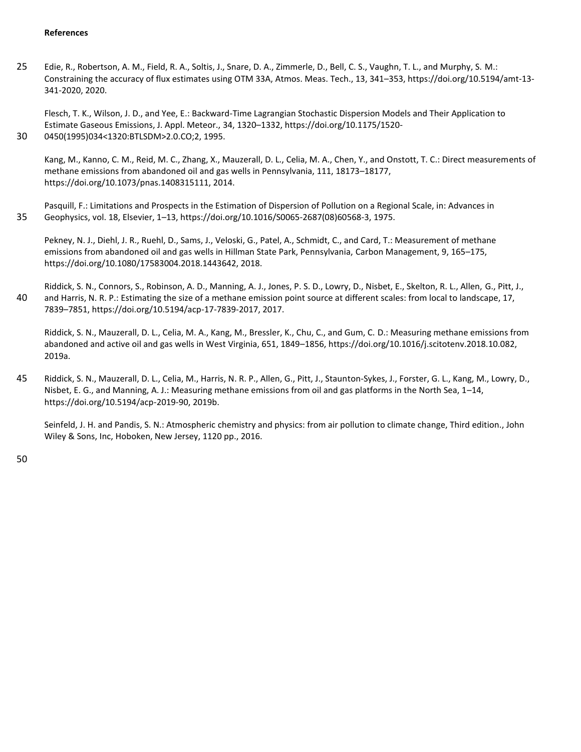**References**

Edie, R., Robertson, A. M., Field, R. A., Soltis, J., Snare, D. A., Zimmerle, D., Bell, C. S., Vaughn, T. L., and Murphy, S. M.: Constraining the accuracy of flux estimates using OTM 33A, Atmos. Meas. Tech., 13, 341–353, https://doi.org/10.5194/amt-13-341-2020, 2020.

Flesch, T. K., Wilson, J. D., and Yee, E.: Backward-Time Lagrangian Stochastic Dispersion Models and Their Application to Estimate Gaseous Emissions, J. Appl. Meteor., 34, 1320–1332, https://doi.org/10.1175/1520-0450(1995)034<1320:BTLSDM>2.0.CO;2, 1995.

Kang, M., Kanno, C. M., Reid, M. C., Zhang, X., Mauzerall, D. L., Celia, M. A., Chen, Y., and Onstott, T. C.: Direct measurements of methane emissions from abandoned oil and gas wells in Pennsylvania, 111, 18173–18177, https://doi.org/10.1073/pnas.1408315111, 2014.

Pasquill, F.: Limitations and Prospects in the Estimation of Dispersion of Pollution on a Regional Scale, in: Advances in Geophysics, vol. 18, Elsevier, 1–13, https://doi.org/10.1016/S0065-2687(08)60568-3, 1975.

Pekney, N. J., Diehl, J. R., Ruehl, D., Sams, J., Veloski, G., Patel, A., Schmidt, C., and Card, T.: Measurement of methane emissions from abandoned oil and gas wells in Hillman State Park, Pennsylvania, Carbon Management, 9, 165–175, https://doi.org/10.1080/17583004.2018.1443642, 2018.

Riddick, S. N., Connors, S., Robinson, A. D., Manning, A. J., Jones, P. S. D., Lowry, D., Nisbet, E., Skelton, R. L., Allen, G., Pitt, J., and Harris, N. R. P.: Estimating the size of a methane emission point source at different scales: from local to landscape, 17, 7839–7851, https://doi.org/10.5194/acp-17-7839-2017, 2017.

Riddick, S. N., Mauzerall, D. L., Celia, M. A., Kang, M., Bressler, K., Chu, C., and Gum, C. D.: Measuring methane emissions from abandoned and active oil and gas wells in West Virginia, 651, 1849–1856, https://doi.org/10.1016/j.scitotenv.2018.10.082, 2019a.

Riddick, S. N., Mauzerall, D. L., Celia, M., Harris, N. R. P., Allen, G., Pitt, J., Staunton-Sykes, J., Forster, G. L., Kang, M., Lowry, D., Nisbet, E. G., and Manning, A. J.: Measuring methane emissions from oil and gas platforms in the North Sea, 1–14, https://doi.org/10.5194/acp-2019-90, 2019b.

Seinfeld, J. H. and Pandis, S. N.: Atmospheric chemistry and physics: from air pollution to climate change, Third edition., John Wiley & Sons, Inc, Hoboken, New Jersey, 1120 pp., 2016.